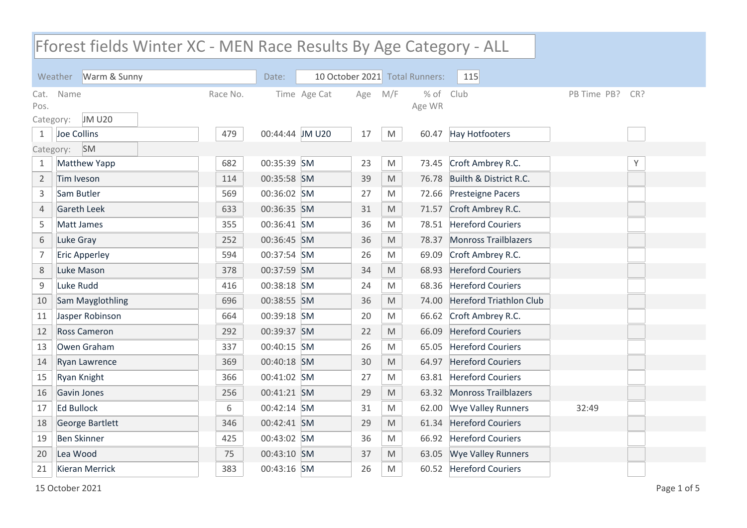# Fforest fields Winter XC - MEN Race Results By Age Category - ALL

Weather: Warm & Sunny | Date: 10 October 2021 | Total Runners: 115

| Cat. Pos. | Name | Race No. | Time | Age Cat | Age | M/F | % of Age WR | Club | PB Time | PB? | CR? |
|---|---|---|---|---|---|---|---|---|---|---|---|
| **Category: JM U20** | | | | | | | | | | | |
| 1 | Joe Collins | 479 | 00:44:44 | JM U20 | 17 | M | 60.47 | Hay Hotfooters | | | |
| **Category: SM** | | | | | | | | | | | |
| 1 | Matthew Yapp | 682 | 00:35:39 | SM | 23 | M | 73.45 | Croft Ambrey R.C. | | | Y |
| 2 | Tim Iveson | 114 | 00:35:58 | SM | 39 | M | 76.78 | Builth & District R.C. | | | |
| 3 | Sam Butler | 569 | 00:36:02 | SM | 27 | M | 72.66 | Presteigne Pacers | | | |
| 4 | Gareth Leek | 633 | 00:36:35 | SM | 31 | M | 71.57 | Croft Ambrey R.C. | | | |
| 5 | Matt James | 355 | 00:36:41 | SM | 36 | M | 78.51 | Hereford Couriers | | | |
| 6 | Luke Gray | 252 | 00:36:45 | SM | 36 | M | 78.37 | Monross Trailblazers | | | |
| 7 | Eric Apperley | 594 | 00:37:54 | SM | 26 | M | 69.09 | Croft Ambrey R.C. | | | |
| 8 | Luke Mason | 378 | 00:37:59 | SM | 34 | M | 68.93 | Hereford Couriers | | | |
| 9 | Luke Rudd | 416 | 00:38:18 | SM | 24 | M | 68.36 | Hereford Couriers | | | |
| 10 | Sam Mayglothling | 696 | 00:38:55 | SM | 36 | M | 74.00 | Hereford Triathlon Club | | | |
| 11 | Jasper Robinson | 664 | 00:39:18 | SM | 20 | M | 66.62 | Croft Ambrey R.C. | | | |
| 12 | Ross Cameron | 292 | 00:39:37 | SM | 22 | M | 66.09 | Hereford Couriers | | | |
| 13 | Owen Graham | 337 | 00:40:15 | SM | 26 | M | 65.05 | Hereford Couriers | | | |
| 14 | Ryan Lawrence | 369 | 00:40:18 | SM | 30 | M | 64.97 | Hereford Couriers | | | |
| 15 | Ryan Knight | 366 | 00:41:02 | SM | 27 | M | 63.81 | Hereford Couriers | | | |
| 16 | Gavin Jones | 256 | 00:41:21 | SM | 29 | M | 63.32 | Monross Trailblazers | | | |
| 17 | Ed Bullock | 6 | 00:42:14 | SM | 31 | M | 62.00 | Wye Valley Runners | 32:49 | | |
| 18 | George Bartlett | 346 | 00:42:41 | SM | 29 | M | 61.34 | Hereford Couriers | | | |
| 19 | Ben Skinner | 425 | 00:43:02 | SM | 36 | M | 66.92 | Hereford Couriers | | | |
| 20 | Lea Wood | 75 | 00:43:10 | SM | 37 | M | 63.05 | Wye Valley Runners | | | |
| 21 | Kieran Merrick | 383 | 00:43:16 | SM | 26 | M | 60.52 | Hereford Couriers | | | |

15 October 2021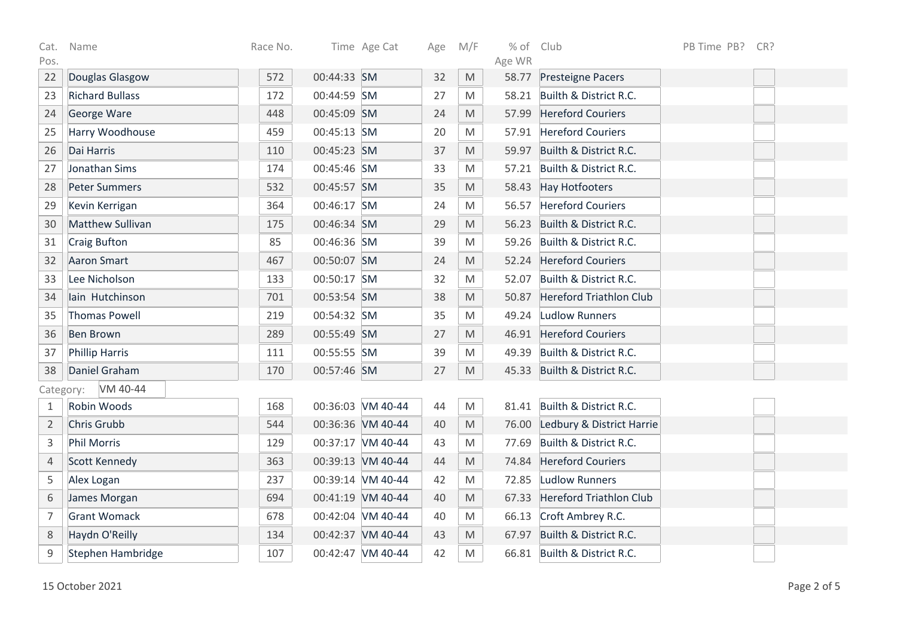| Cat. Pos. | Name | Race No. | Time | Age Cat | Age | M/F | % of Age WR | Club | PB Time | PB? | CR? |
|---|---|---|---|---|---|---|---|---|---|---|---|
| 22 | Douglas Glasgow | 572 | 00:44:33 | SM | 32 | M | 58.77 | Presteigne Pacers | | | |
| 23 | Richard Bullass | 172 | 00:44:59 | SM | 27 | M | 58.21 | Builth & District R.C. | | | |
| 24 | George Ware | 448 | 00:45:09 | SM | 24 | M | 57.99 | Hereford Couriers | | | |
| 25 | Harry Woodhouse | 459 | 00:45:13 | SM | 20 | M | 57.91 | Hereford Couriers | | | |
| 26 | Dai Harris | 110 | 00:45:23 | SM | 37 | M | 59.97 | Builth & District R.C. | | | |
| 27 | Jonathan Sims | 174 | 00:45:46 | SM | 33 | M | 57.21 | Builth & District R.C. | | | |
| 28 | Peter Summers | 532 | 00:45:57 | SM | 35 | M | 58.43 | Hay Hotfooters | | | |
| 29 | Kevin Kerrigan | 364 | 00:46:17 | SM | 24 | M | 56.57 | Hereford Couriers | | | |
| 30 | Matthew Sullivan | 175 | 00:46:34 | SM | 29 | M | 56.23 | Builth & District R.C. | | | |
| 31 | Craig Bufton | 85 | 00:46:36 | SM | 39 | M | 59.26 | Builth & District R.C. | | | |
| 32 | Aaron Smart | 467 | 00:50:07 | SM | 24 | M | 52.24 | Hereford Couriers | | | |
| 33 | Lee Nicholson | 133 | 00:50:17 | SM | 32 | M | 52.07 | Builth & District R.C. | | | |
| 34 | Iain Hutchinson | 701 | 00:53:54 | SM | 38 | M | 50.87 | Hereford Triathlon Club | | | |
| 35 | Thomas Powell | 219 | 00:54:32 | SM | 35 | M | 49.24 | Ludlow Runners | | | |
| 36 | Ben Brown | 289 | 00:55:49 | SM | 27 | M | 46.91 | Hereford Couriers | | | |
| 37 | Phillip Harris | 111 | 00:55:55 | SM | 39 | M | 49.39 | Builth & District R.C. | | | |
| 38 | Daniel Graham | 170 | 00:57:46 | SM | 27 | M | 45.33 | Builth & District R.C. | | | |

Category: VM 40-44

| Cat. Pos. | Name | Race No. | Time | Age Cat | Age | M/F | % of Age WR | Club | PB Time | PB? | CR? |
|---|---|---|---|---|---|---|---|---|---|---|---|
| 1 | Robin Woods | 168 | 00:36:03 | VM 40-44 | 44 | M | 81.41 | Builth & District R.C. | | | |
| 2 | Chris Grubb | 544 | 00:36:36 | VM 40-44 | 40 | M | 76.00 | Ledbury & District Harrie | | | |
| 3 | Phil Morris | 129 | 00:37:17 | VM 40-44 | 43 | M | 77.69 | Builth & District R.C. | | | |
| 4 | Scott Kennedy | 363 | 00:39:13 | VM 40-44 | 44 | M | 74.84 | Hereford Couriers | | | |
| 5 | Alex Logan | 237 | 00:39:14 | VM 40-44 | 42 | M | 72.85 | Ludlow Runners | | | |
| 6 | James Morgan | 694 | 00:41:19 | VM 40-44 | 40 | M | 67.33 | Hereford Triathlon Club | | | |
| 7 | Grant Womack | 678 | 00:42:04 | VM 40-44 | 40 | M | 66.13 | Croft Ambrey R.C. | | | |
| 8 | Haydn O'Reilly | 134 | 00:42:37 | VM 40-44 | 43 | M | 67.97 | Builth & District R.C. | | | |
| 9 | Stephen Hambridge | 107 | 00:42:47 | VM 40-44 | 42 | M | 66.81 | Builth & District R.C. | | | |

15 October 2021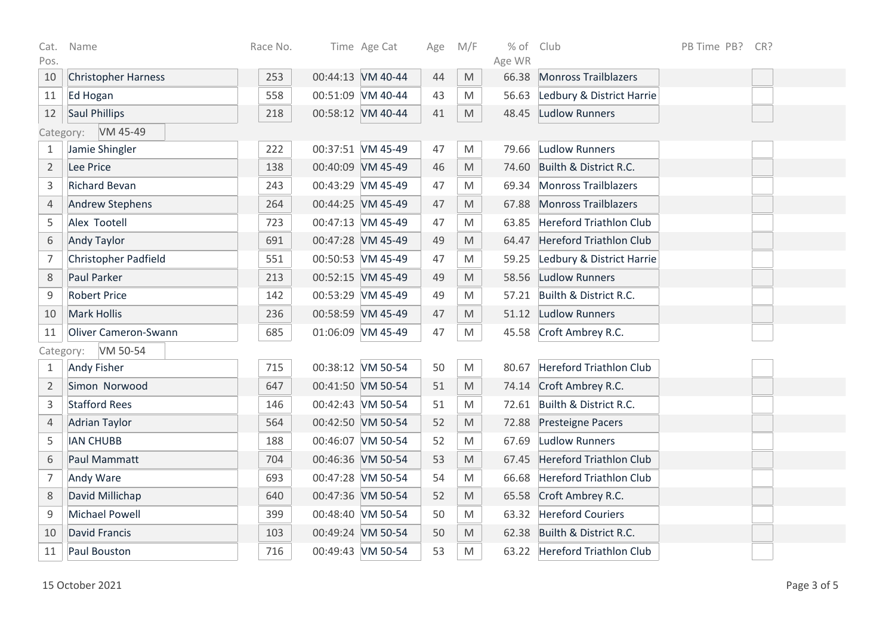| Cat. Pos. | Name | Race No. | Time | Age Cat | Age | M/F | % of Age WR | Club | PB Time | PB? | CR? |
|---|---|---|---|---|---|---|---|---|---|---|---|
| 10 | Christopher Harness | 253 | 00:44:13 | VM 40-44 | 44 | M | 66.38 | Monross Trailblazers | | | |
| 11 | Ed Hogan | 558 | 00:51:09 | VM 40-44 | 43 | M | 56.63 | Ledbury & District Harrie | | | |
| 12 | Saul Phillips | 218 | 00:58:12 | VM 40-44 | 41 | M | 48.45 | Ludlow Runners | | | |
| Category: | VM 45-49 | | | | | | | | | | |
| 1 | Jamie Shingler | 222 | 00:37:51 | VM 45-49 | 47 | M | 79.66 | Ludlow Runners | | | |
| 2 | Lee Price | 138 | 00:40:09 | VM 45-49 | 46 | M | 74.60 | Builth & District R.C. | | | |
| 3 | Richard Bevan | 243 | 00:43:29 | VM 45-49 | 47 | M | 69.34 | Monross Trailblazers | | | |
| 4 | Andrew Stephens | 264 | 00:44:25 | VM 45-49 | 47 | M | 67.88 | Monross Trailblazers | | | |
| 5 | Alex Tootell | 723 | 00:47:13 | VM 45-49 | 47 | M | 63.85 | Hereford Triathlon Club | | | |
| 6 | Andy Taylor | 691 | 00:47:28 | VM 45-49 | 49 | M | 64.47 | Hereford Triathlon Club | | | |
| 7 | Christopher Padfield | 551 | 00:50:53 | VM 45-49 | 47 | M | 59.25 | Ledbury & District Harrie | | | |
| 8 | Paul Parker | 213 | 00:52:15 | VM 45-49 | 49 | M | 58.56 | Ludlow Runners | | | |
| 9 | Robert Price | 142 | 00:53:29 | VM 45-49 | 49 | M | 57.21 | Builth & District R.C. | | | |
| 10 | Mark Hollis | 236 | 00:58:59 | VM 45-49 | 47 | M | 51.12 | Ludlow Runners | | | |
| 11 | Oliver Cameron-Swann | 685 | 01:06:09 | VM 45-49 | 47 | M | 45.58 | Croft Ambrey R.C. | | | |
| Category: | VM 50-54 | | | | | | | | | | |
| 1 | Andy Fisher | 715 | 00:38:12 | VM 50-54 | 50 | M | 80.67 | Hereford Triathlon Club | | | |
| 2 | Simon Norwood | 647 | 00:41:50 | VM 50-54 | 51 | M | 74.14 | Croft Ambrey R.C. | | | |
| 3 | Stafford Rees | 146 | 00:42:43 | VM 50-54 | 51 | M | 72.61 | Builth & District R.C. | | | |
| 4 | Adrian Taylor | 564 | 00:42:50 | VM 50-54 | 52 | M | 72.88 | Presteigne Pacers | | | |
| 5 | IAN CHUBB | 188 | 00:46:07 | VM 50-54 | 52 | M | 67.69 | Ludlow Runners | | | |
| 6 | Paul Mammatt | 704 | 00:46:36 | VM 50-54 | 53 | M | 67.45 | Hereford Triathlon Club | | | |
| 7 | Andy Ware | 693 | 00:47:28 | VM 50-54 | 54 | M | 66.68 | Hereford Triathlon Club | | | |
| 8 | David Millichap | 640 | 00:47:36 | VM 50-54 | 52 | M | 65.58 | Croft Ambrey R.C. | | | |
| 9 | Michael Powell | 399 | 00:48:40 | VM 50-54 | 50 | M | 63.32 | Hereford Couriers | | | |
| 10 | David Francis | 103 | 00:49:24 | VM 50-54 | 50 | M | 62.38 | Builth & District R.C. | | | |
| 11 | Paul Bouston | 716 | 00:49:43 | VM 50-54 | 53 | M | 63.22 | Hereford Triathlon Club | | | |

15 October 2021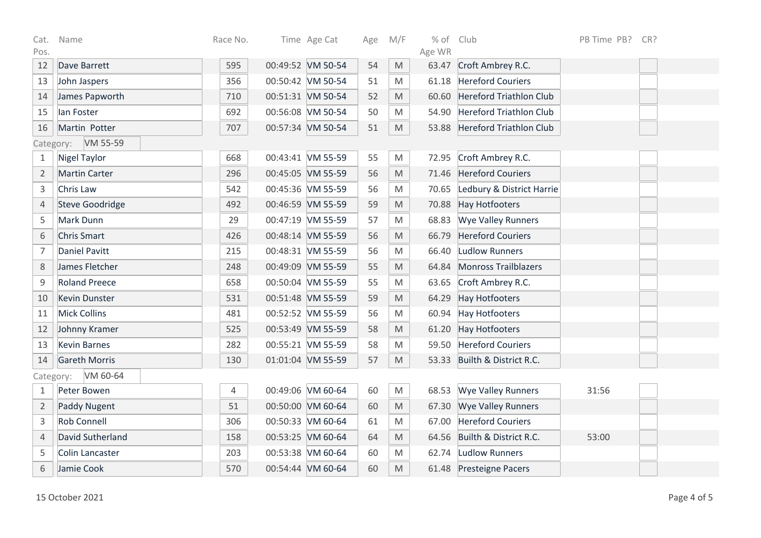| Cat. Pos. | Name | Race No. | Time | Age Cat | Age | M/F | % of Age WR | Club | PB Time | PB? | CR? |
|---|---|---|---|---|---|---|---|---|---|---|---|
| 12 | Dave Barrett | 595 | 00:49:52 | VM 50-54 | 54 | M | 63.47 | Croft Ambrey R.C. | | | |
| 13 | John Jaspers | 356 | 00:50:42 | VM 50-54 | 51 | M | 61.18 | Hereford Couriers | | | |
| 14 | James Papworth | 710 | 00:51:31 | VM 50-54 | 52 | M | 60.60 | Hereford Triathlon Club | | | |
| 15 | Ian Foster | 692 | 00:56:08 | VM 50-54 | 50 | M | 54.90 | Hereford Triathlon Club | | | |
| 16 | Martin Potter | 707 | 00:57:34 | VM 50-54 | 51 | M | 53.88 | Hereford Triathlon Club | | | |
| Category: | VM 55-59 | | | | | | | | | | |
| 1 | Nigel Taylor | 668 | 00:43:41 | VM 55-59 | 55 | M | 72.95 | Croft Ambrey R.C. | | | |
| 2 | Martin Carter | 296 | 00:45:05 | VM 55-59 | 56 | M | 71.46 | Hereford Couriers | | | |
| 3 | Chris Law | 542 | 00:45:36 | VM 55-59 | 56 | M | 70.65 | Ledbury & District Harrie | | | |
| 4 | Steve Goodridge | 492 | 00:46:59 | VM 55-59 | 59 | M | 70.88 | Hay Hotfooters | | | |
| 5 | Mark Dunn | 29 | 00:47:19 | VM 55-59 | 57 | M | 68.83 | Wye Valley Runners | | | |
| 6 | Chris Smart | 426 | 00:48:14 | VM 55-59 | 56 | M | 66.79 | Hereford Couriers | | | |
| 7 | Daniel Pavitt | 215 | 00:48:31 | VM 55-59 | 56 | M | 66.40 | Ludlow Runners | | | |
| 8 | James Fletcher | 248 | 00:49:09 | VM 55-59 | 55 | M | 64.84 | Monross Trailblazers | | | |
| 9 | Roland Preece | 658 | 00:50:04 | VM 55-59 | 55 | M | 63.65 | Croft Ambrey R.C. | | | |
| 10 | Kevin Dunster | 531 | 00:51:48 | VM 55-59 | 59 | M | 64.29 | Hay Hotfooters | | | |
| 11 | Mick Collins | 481 | 00:52:52 | VM 55-59 | 56 | M | 60.94 | Hay Hotfooters | | | |
| 12 | Johnny Kramer | 525 | 00:53:49 | VM 55-59 | 58 | M | 61.20 | Hay Hotfooters | | | |
| 13 | Kevin Barnes | 282 | 00:55:21 | VM 55-59 | 58 | M | 59.50 | Hereford Couriers | | | |
| 14 | Gareth Morris | 130 | 01:01:04 | VM 55-59 | 57 | M | 53.33 | Builth & District R.C. | | | |
| Category: | VM 60-64 | | | | | | | | | | |
| 1 | Peter Bowen | 4 | 00:49:06 | VM 60-64 | 60 | M | 68.53 | Wye Valley Runners | 31:56 | | |
| 2 | Paddy Nugent | 51 | 00:50:00 | VM 60-64 | 60 | M | 67.30 | Wye Valley Runners | | | |
| 3 | Rob Connell | 306 | 00:50:33 | VM 60-64 | 61 | M | 67.00 | Hereford Couriers | | | |
| 4 | David Sutherland | 158 | 00:53:25 | VM 60-64 | 64 | M | 64.56 | Builth & District R.C. | 53:00 | | |
| 5 | Colin Lancaster | 203 | 00:53:38 | VM 60-64 | 60 | M | 62.74 | Ludlow Runners | | | |
| 6 | Jamie Cook | 570 | 00:54:44 | VM 60-64 | 60 | M | 61.48 | Presteigne Pacers | | | |

15 October 2021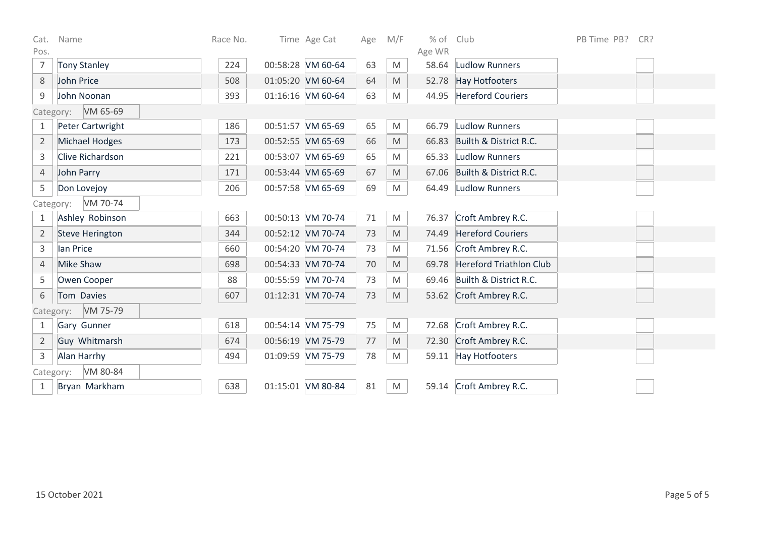| Cat. Pos. | Name | Race No. | Time | Age Cat | Age | M/F | % of Age WR | Club | PB Time | PB? | CR? |
|---|---|---|---|---|---|---|---|---|---|---|---|
| 7 | Tony Stanley | 224 | 00:58:28 | VM 60-64 | 63 | M | 58.64 | Ludlow Runners | | | |
| 8 | John Price | 508 | 01:05:20 | VM 60-64 | 64 | M | 52.78 | Hay Hotfooters | | | |
| 9 | John Noonan | 393 | 01:16:16 | VM 60-64 | 63 | M | 44.95 | Hereford Couriers | | | |
| Category: | VM 65-69 | | | | | | | | | | |
| 1 | Peter Cartwright | 186 | 00:51:57 | VM 65-69 | 65 | M | 66.79 | Ludlow Runners | | | |
| 2 | Michael Hodges | 173 | 00:52:55 | VM 65-69 | 66 | M | 66.83 | Builth & District R.C. | | | |
| 3 | Clive Richardson | 221 | 00:53:07 | VM 65-69 | 65 | M | 65.33 | Ludlow Runners | | | |
| 4 | John Parry | 171 | 00:53:44 | VM 65-69 | 67 | M | 67.06 | Builth & District R.C. | | | |
| 5 | Don Lovejoy | 206 | 00:57:58 | VM 65-69 | 69 | M | 64.49 | Ludlow Runners | | | |
| Category: | VM 70-74 | | | | | | | | | | |
| 1 | Ashley Robinson | 663 | 00:50:13 | VM 70-74 | 71 | M | 76.37 | Croft Ambrey R.C. | | | |
| 2 | Steve Herington | 344 | 00:52:12 | VM 70-74 | 73 | M | 74.49 | Hereford Couriers | | | |
| 3 | Ian Price | 660 | 00:54:20 | VM 70-74 | 73 | M | 71.56 | Croft Ambrey R.C. | | | |
| 4 | Mike Shaw | 698 | 00:54:33 | VM 70-74 | 70 | M | 69.78 | Hereford Triathlon Club | | | |
| 5 | Owen Cooper | 88 | 00:55:59 | VM 70-74 | 73 | M | 69.46 | Builth & District R.C. | | | |
| 6 | Tom Davies | 607 | 01:12:31 | VM 70-74 | 73 | M | 53.62 | Croft Ambrey R.C. | | | |
| Category: | VM 75-79 | | | | | | | | | | |
| 1 | Gary Gunner | 618 | 00:54:14 | VM 75-79 | 75 | M | 72.68 | Croft Ambrey R.C. | | | |
| 2 | Guy Whitmarsh | 674 | 00:56:19 | VM 75-79 | 77 | M | 72.30 | Croft Ambrey R.C. | | | |
| 3 | Alan Harrhy | 494 | 01:09:59 | VM 75-79 | 78 | M | 59.11 | Hay Hotfooters | | | |
| Category: | VM 80-84 | | | | | | | | | | |
| 1 | Bryan Markham | 638 | 01:15:01 | VM 80-84 | 81 | M | 59.14 | Croft Ambrey R.C. | | | |

15 October 2021